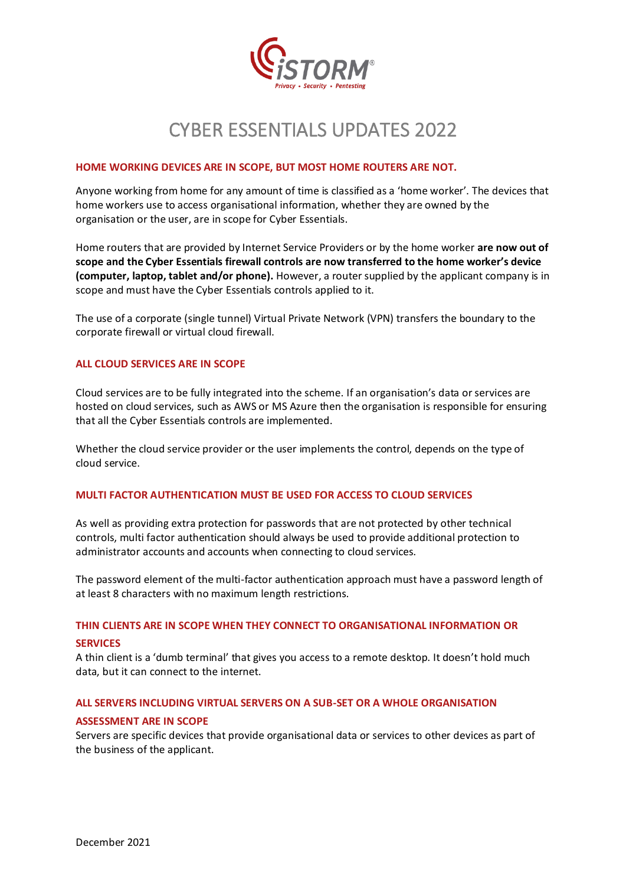# CYBER ESSENTIALS UPDATES 2022

## HOME WORKING DEVICES ARE IN SCOPE, BUT MOST HOME ROUTERS ARE NOT.

Anyone working from home for any amount of time is classified as a 'home worker'. The devices that home workers use to access organisational information, whether they are owned by the organisation or the user, are in scope for Cyber Essentials.

Home routers that are provided by Internet Service Providers or by the home worker **are now out of scope and the Cyber Essentials firewall controls are now transferred to the home worker's device (computer, laptop, tablet and/or phone).** However, a router supplied by the applicant company is in scope and must have the Cyber Essentials controls applied to it.

The use of a corporate (single tunnel) Virtual Private Network (VPN) transfers the boundary to the corporate firewall or virtual cloud firewall.

## ALL CLOUD SERVICES ARE IN SCOPE

Cloud services are to be fully integrated into the scheme. If an organisation's data or services are hosted on cloud services, such as AWS or MS Azure then the organisation is responsible for ensuring that all the Cyber Essentials controls are implemented.

Whether the cloud service provider or the user implements the control, depends on the type of cloud service.

## MULTI FACTOR AUTHENTICATION MUST BE USED FOR ACCESS TO CLOUD SERVICES

As well as providing extra protection for passwords that are not protected by other technical controls, multi factor authentication should always be used to provide additional protection to administrator accounts and accounts when connecting to cloud services.

The password element of the multi-factor authentication approach must have a password length of at least 8 characters with no maximum length restrictions.

## THIN CLIENTS ARE IN SCOPE WHEN THEY CONNECT TO ORGANISATIONAL INFORMATION OR SERVICES

A thin client is a 'dumb terminal' that gives you access to a remote desktop. It doesn't hold much data, but it can connect to the internet.

## ALL SERVERS INCLUDING VIRTUAL SERVERS ON A SUB-SET OR A WHOLE ORGANISATION ASSESSMENT ARE IN SCOPE

Servers are specific devices that provide organisational data or services to other devices as part of the business of the applicant.

December 2021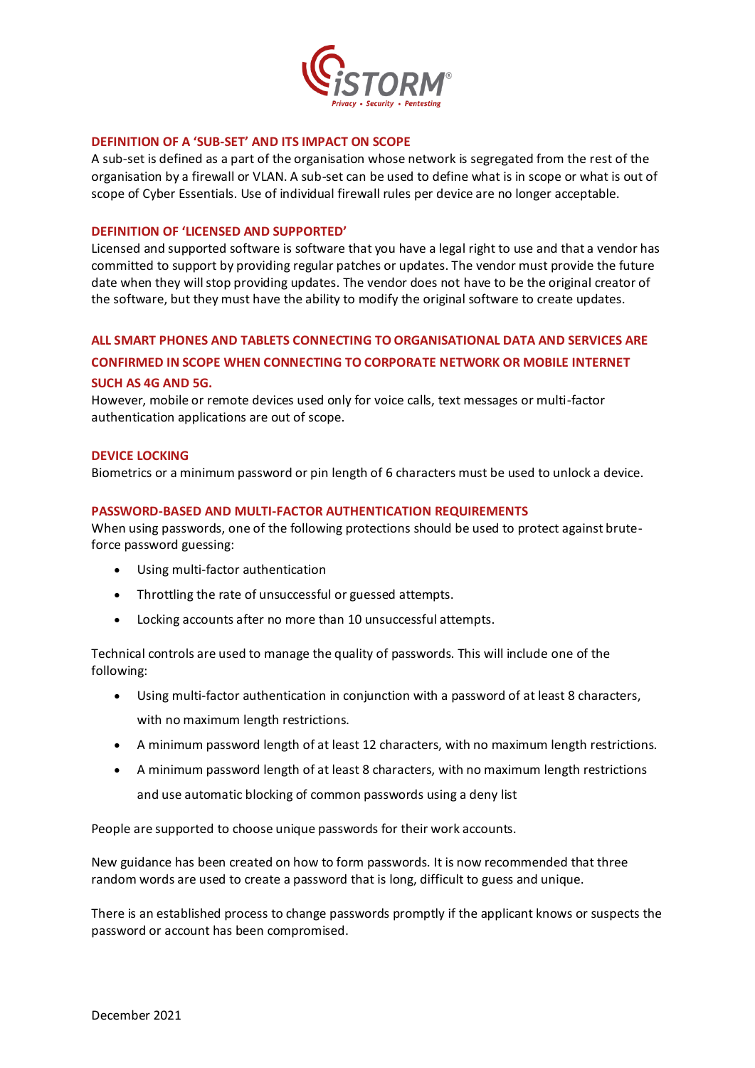## DEFINITION OF A 'SUB-SET' AND ITS IMPACT ON SCOPE

A sub-set is defined as a part of the organisation whose network is segregated from the rest of the organisation by a firewall or VLAN. A sub-set can be used to define what is in scope or what is out of scope of Cyber Essentials. Use of individual firewall rules per device are no longer acceptable.

## DEFINITION OF 'LICENSED AND SUPPORTED'

Licensed and supported software is software that you have a legal right to use and that a vendor has committed to support by providing regular patches or updates. The vendor must provide the future date when they will stop providing updates. The vendor does not have to be the original creator of the software, but they must have the ability to modify the original software to create updates.

## ALL SMART PHONES AND TABLETS CONNECTING TO ORGANISATIONAL DATA AND SERVICES ARE CONFIRMED IN SCOPE WHEN CONNECTING TO CORPORATE NETWORK OR MOBILE INTERNET SUCH AS 4G AND 5G.

However, mobile or remote devices used only for voice calls, text messages or multi-factor authentication applications are out of scope.

## DEVICE LOCKING

Biometrics or a minimum password or pin length of 6 characters must be used to unlock a device.

## PASSWORD-BASED AND MULTI-FACTOR AUTHENTICATION REQUIREMENTS

When using passwords, one of the following protections should be used to protect against brute-force password guessing:

- Using multi-factor authentication
- Throttling the rate of unsuccessful or guessed attempts.
- Locking accounts after no more than 10 unsuccessful attempts.

Technical controls are used to manage the quality of passwords. This will include one of the following:

- Using multi-factor authentication in conjunction with a password of at least 8 characters, with no maximum length restrictions.
- A minimum password length of at least 12 characters, with no maximum length restrictions.
- A minimum password length of at least 8 characters, with no maximum length restrictions and use automatic blocking of common passwords using a deny list

People are supported to choose unique passwords for their work accounts.

New guidance has been created on how to form passwords. It is now recommended that three random words are used to create a password that is long, difficult to guess and unique.

There is an established process to change passwords promptly if the applicant knows or suspects the password or account has been compromised.

December 2021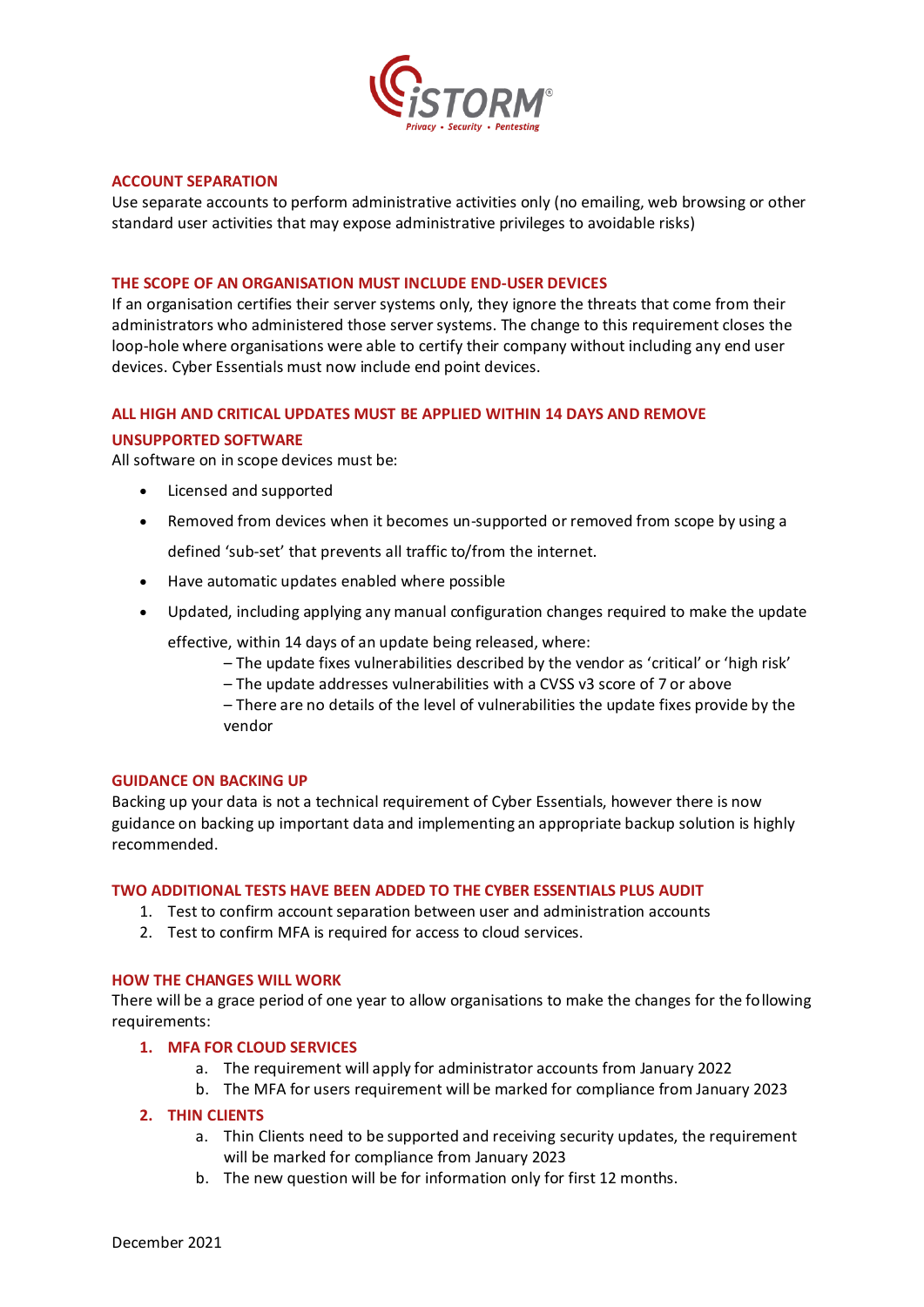## ACCOUNT SEPARATION

Use separate accounts to perform administrative activities only (no emailing, web browsing or other standard user activities that may expose administrative privileges to avoidable risks)

## THE SCOPE OF AN ORGANISATION MUST INCLUDE END-USER DEVICES

If an organisation certifies their server systems only, they ignore the threats that come from their administrators who administered those server systems. The change to this requirement closes the loop-hole where organisations were able to certify their company without including any end user devices. Cyber Essentials must now include end point devices.

## ALL HIGH AND CRITICAL UPDATES MUST BE APPLIED WITHIN 14 DAYS AND REMOVE UNSUPPORTED SOFTWARE

All software on in scope devices must be:

- Licensed and supported
- Removed from devices when it becomes un-supported or removed from scope by using a defined 'sub-set' that prevents all traffic to/from the internet.
- Have automatic updates enabled where possible
- Updated, including applying any manual configuration changes required to make the update effective, within 14 days of an update being released, where:
  – The update fixes vulnerabilities described by the vendor as 'critical' or 'high risk'
  – The update addresses vulnerabilities with a CVSS v3 score of 7 or above
  – There are no details of the level of vulnerabilities the update fixes provide by the vendor

## GUIDANCE ON BACKING UP

Backing up your data is not a technical requirement of Cyber Essentials, however there is now guidance on backing up important data and implementing an appropriate backup solution is highly recommended.

## TWO ADDITIONAL TESTS HAVE BEEN ADDED TO THE CYBER ESSENTIALS PLUS AUDIT

1. Test to confirm account separation between user and administration accounts
2. Test to confirm MFA is required for access to cloud services.

## HOW THE CHANGES WILL WORK

There will be a grace period of one year to allow organisations to make the changes for the following requirements:

1. **MFA FOR CLOUD SERVICES**
   a. The requirement will apply for administrator accounts from January 2022
   b. The MFA for users requirement will be marked for compliance from January 2023
2. **THIN CLIENTS**
   a. Thin Clients need to be supported and receiving security updates, the requirement will be marked for compliance from January 2023
   b. The new question will be for information only for first 12 months.

December 2021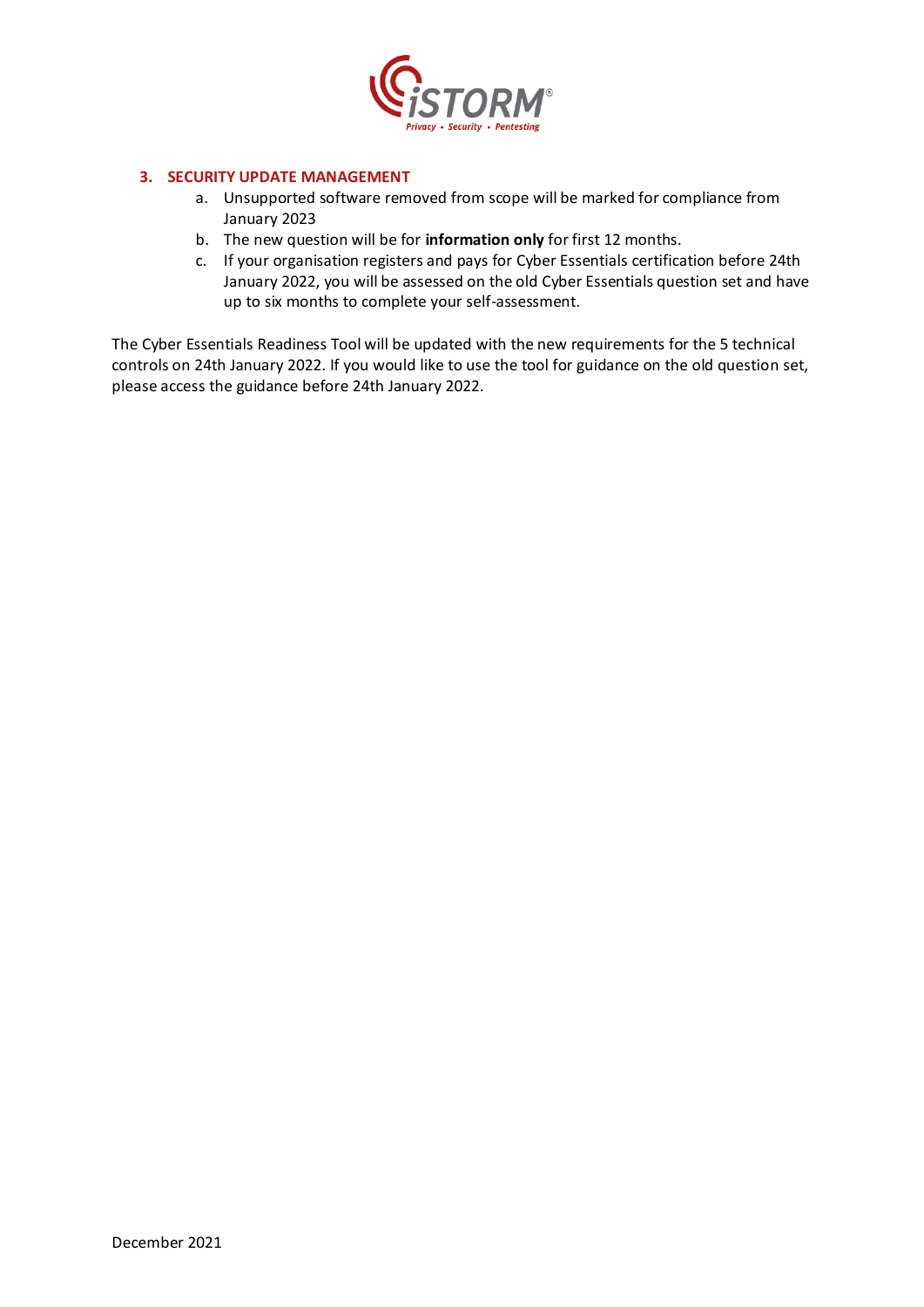### 3. SECURITY UPDATE MANAGEMENT

a. Unsupported software removed from scope will be marked for compliance from January 2023
b. The new question will be for **information only** for first 12 months.
c. If your organisation registers and pays for Cyber Essentials certification before 24th January 2022, you will be assessed on the old Cyber Essentials question set and have up to six months to complete your self-assessment.

The Cyber Essentials Readiness Tool will be updated with the new requirements for the 5 technical controls on 24th January 2022. If you would like to use the tool for guidance on the old question set, please access the guidance before 24th January 2022.

December 2021